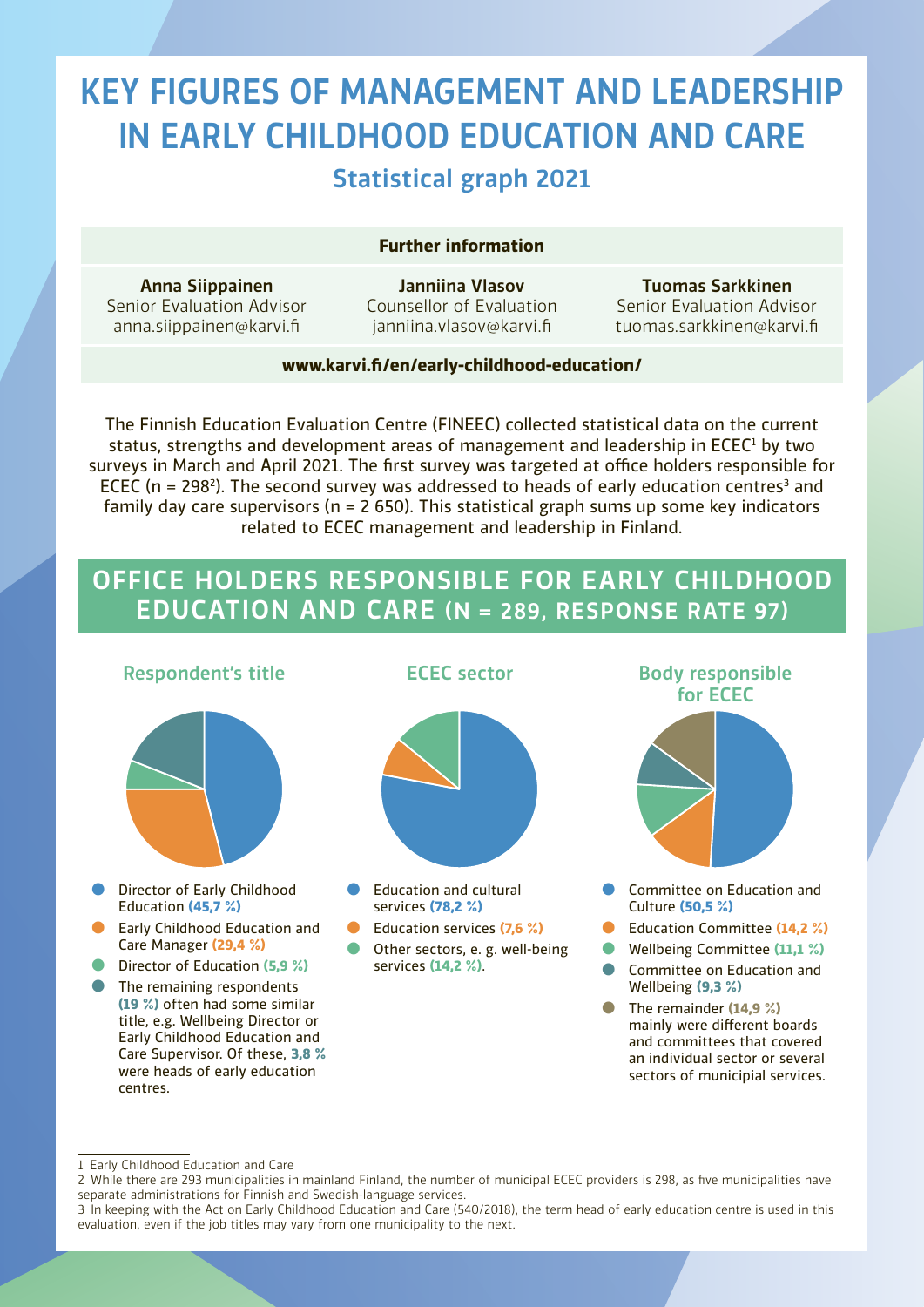# KEY FIGURES OF MANAGEMENT AND LEADERSHIP IN EARLY CHILDHOOD EDUCATION AND CARE

## Statistical graph 2021

**Further information**

**Anna Siippainen**
Senior Evaluation Advisor
anna.siippainen@karvi.fi

**Janniina Vlasov**
Counsellor of Evaluation
janniina.vlasov@karvi.fi

**Tuomas Sarkkinen**
Senior Evaluation Advisor
tuomas.sarkkinen@karvi.fi

**www.karvi.fi/en/early-childhood-education/**

The Finnish Education Evaluation Centre (FINEEC) collected statistical data on the current status, strengths and development areas of management and leadership in ECEC[1] by two surveys in March and April 2021. The first survey was targeted at office holders responsible for ECEC (n = 298[2]). The second survey was addressed to heads of early education centres[3] and family day care supervisors (n = 2 650). This statistical graph sums up some key indicators related to ECEC management and leadership in Finland.

## OFFICE HOLDERS RESPONSIBLE FOR EARLY CHILDHOOD EDUCATION AND CARE (N = 289, RESPONSE RATE 97)

### Respondent's title

- Director of Early Childhood Education **(45,7 %)**
- Early Childhood Education and Care Manager **(29,4 %)**
- Director of Education **(5,9 %)**
- The remaining respondents **(19 %)** often had some similar title, e.g. Wellbeing Director or Early Childhood Education and Care Supervisor. Of these, **3,8 %** were heads of early education centres.

### ECEC sector

- Education and cultural services **(78,2 %)**
- Education services **(7,6 %)**
- Other sectors, e. g. well-being services **(14,2 %)**.

### Body responsible for ECEC

- Committee on Education and Culture **(50,5 %)**
- Education Committee **(14,2 %)**
- Wellbeing Committee **(11,1 %)**
- Committee on Education and Wellbeing **(9,3 %)**
- The remainder **(14,9 %)** mainly were different boards and committees that covered an individual sector or several sectors of municipal services.

---

1 Early Childhood Education and Care

2 While there are 293 municipalities in mainland Finland, the number of municipal ECEC providers is 298, as five municipalities have separate administrations for Finnish and Swedish-language services.

3 In keeping with the Act on Early Childhood Education and Care (540/2018), the term head of early education centre is used in this evaluation, even if the job titles may vary from one municipality to the next.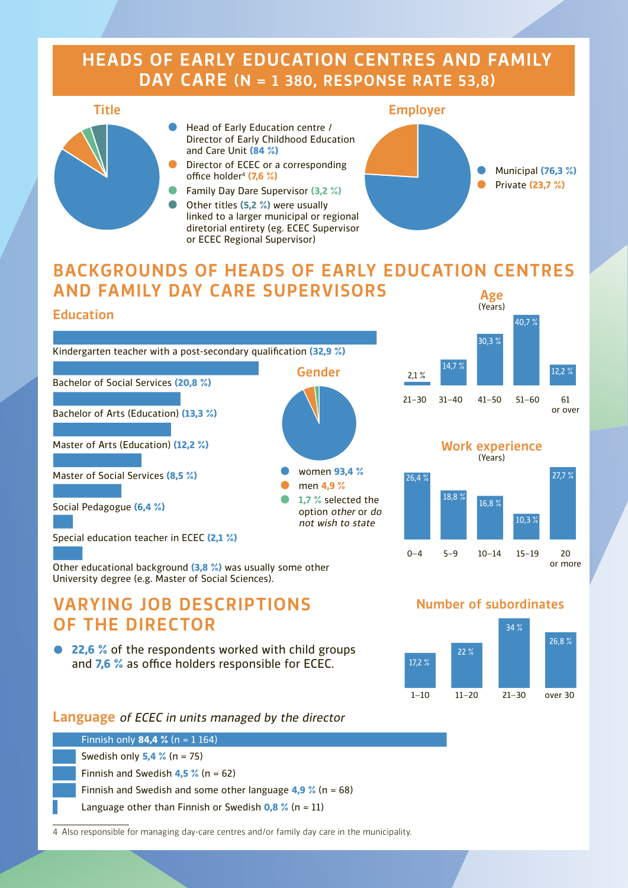# HEADS OF EARLY EDUCATION CENTRES AND FAMILY DAY CARE (N = 1 380, RESPONSE RATE 53,8)

### Title

- Head of Early Education centre / Director of Early Childhood Education and Care Unit **(84 %)**
- Director of ECEC or a corresponding office holder[4] **(7,6 %)**
- Family Day Dare Supervisor **(3,2 %)**
- Other titles **(5,2 %)** were usually linked to a larger municipal or regional diretorial entirety (eg. ECEC Supervisor or ECEC Regional Supervisor)

### Employer

- Municipal **(76,3 %)**
- Private **(23,7 %)**

## BACKGROUNDS OF HEADS OF EARLY EDUCATION CENTRES AND FAMILY DAY CARE SUPERVISORS

### Education

Kindergarten teacher with a post-secondary qualification **(32,9 %)**

Bachelor of Social Services **(20,8 %)**

Bachelor of Arts (Education) **(13,3 %)**

Master of Arts (Education) **(12,2 %)**

Master of Social Services **(8,5 %)**

Social Pedagogue **(6,4 %)**

Special education teacher in ECEC **(2,1 %)**

Other educational background **(3,8 %)** was usually some other University degree (e.g. Master of Social Sciences).

### Gender

- women **93,4 %**
- men **4,9 %**
- **1,7 %** selected the option *other* or *do not wish to state*

### Age

(Years)

2,1 %
14,7 %
30,3 %
40,7 %
12,2 %

21–30
31–40
41–50
51–60
61 or over

### Work experience

(Years)

26,4 %
18,8 %
16,8 %
10,3 %
27,7 %

0–4
5–9
10–14
15–19
20 or more

## VARYING JOB DESCRIPTIONS OF THE DIRECTOR

- **22,6 %** of the respondents worked with child groups and **7,6 %** as office holders responsible for ECEC.

### Number of subordinates

17,2 %
22 %
34 %
26,8 %

1–10
11–20
21–30
over 30

### Language *of ECEC in units managed by the director*

Finnish only **84,4 %** (n = 1 164)

Swedish only **5,4 %** (n = 75)

Finnish and Swedish **4,5 %** (n = 62)

Finnish and Swedish and some other language **4,9 %** (n = 68)

Language other than Finnish or Swedish **0,8 %** (n = 11)

---

4 Also responsible for managing day-care centres and/or family day care in the municipality.